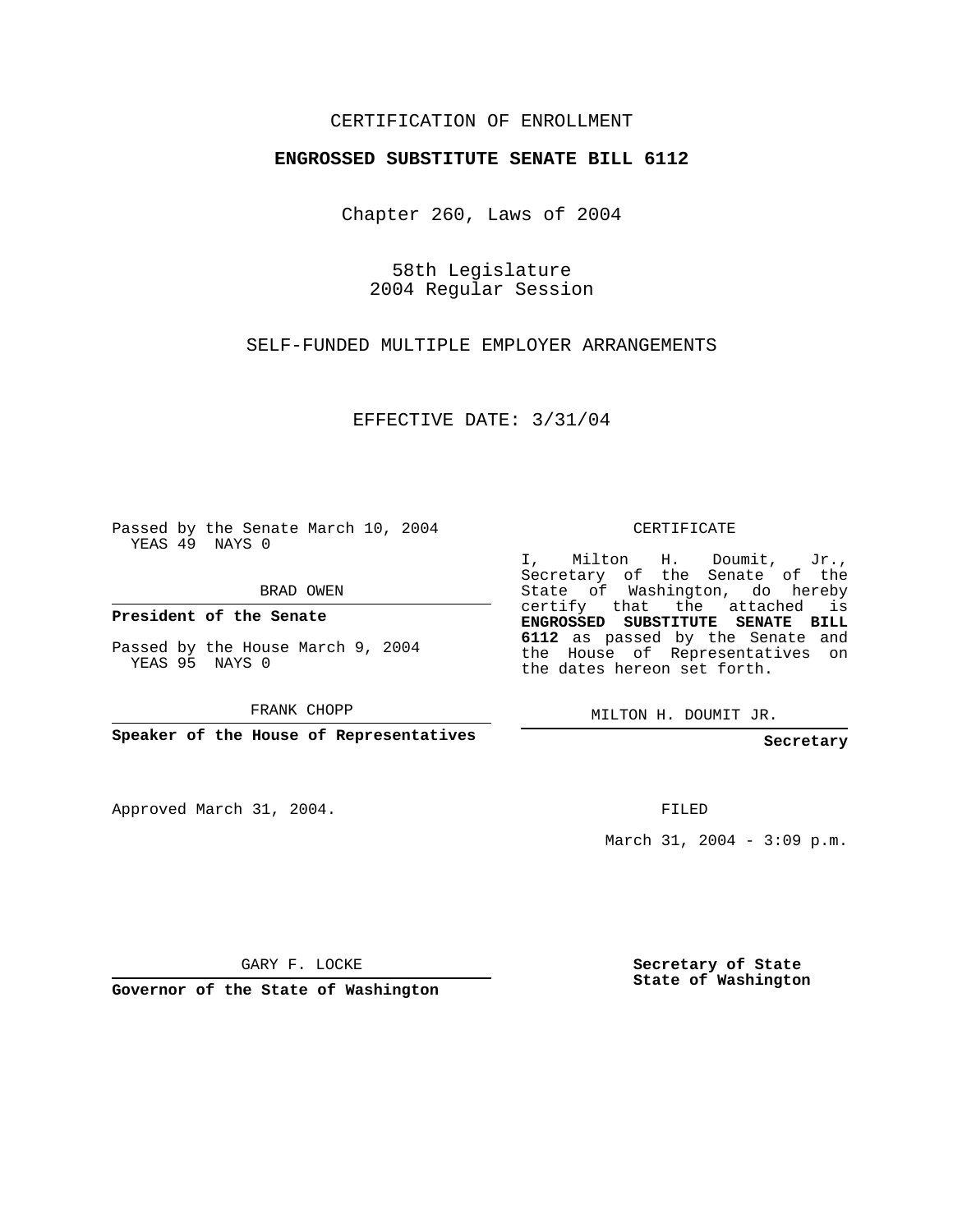CERTIFICATION OF ENROLLMENT

**ENGROSSED SUBSTITUTE SENATE BILL 6112**

Chapter 260, Laws of 2004

58th Legislature
2004 Regular Session

SELF-FUNDED MULTIPLE EMPLOYER ARRANGEMENTS

EFFECTIVE DATE: 3/31/04

Passed by the Senate March 10, 2004
YEAS 49 NAYS 0

BRAD OWEN

**President of the Senate**

Passed by the House March 9, 2004
YEAS 95 NAYS 0

FRANK CHOPP

**Speaker of the House of Representatives**

CERTIFICATE

I, Milton H. Doumit, Jr., Secretary of the Senate of the State of Washington, do hereby certify that the attached is **ENGROSSED SUBSTITUTE SENATE BILL 6112** as passed by the Senate and the House of Representatives on the dates hereon set forth.

MILTON H. DOUMIT JR.

**Secretary**

Approved March 31, 2004.

FILED

March 31, 2004 - 3:09 p.m.

GARY F. LOCKE

**Governor of the State of Washington**

**Secretary of State**
**State of Washington**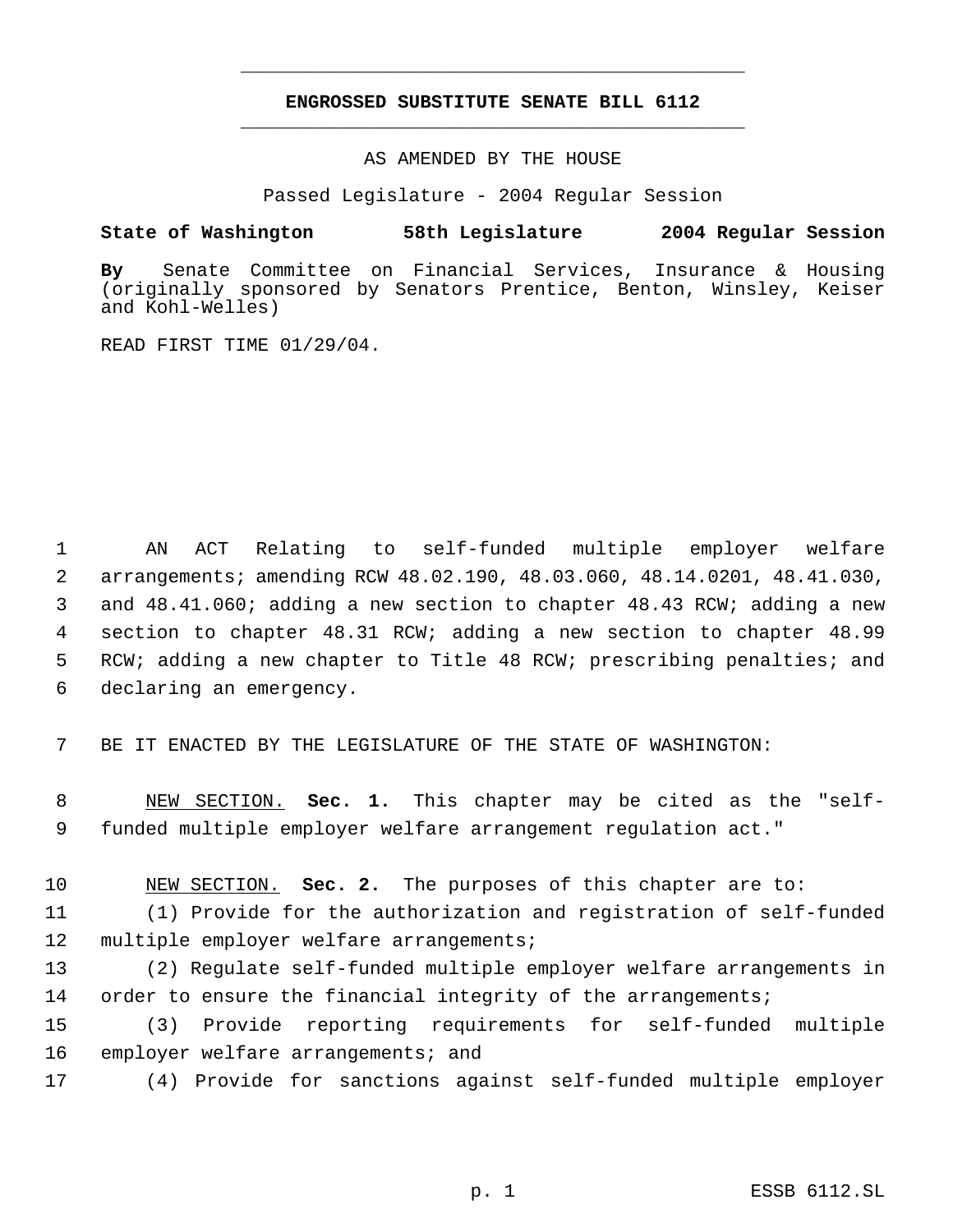**ENGROSSED SUBSTITUTE SENATE BILL 6112**

AS AMENDED BY THE HOUSE

Passed Legislature - 2004 Regular Session

**State of Washington 58th Legislature 2004 Regular Session**

**By** Senate Committee on Financial Services, Insurance & Housing (originally sponsored by Senators Prentice, Benton, Winsley, Keiser and Kohl-Welles)

READ FIRST TIME 01/29/04.

AN ACT Relating to self-funded multiple employer welfare arrangements; amending RCW 48.02.190, 48.03.060, 48.14.0201, 48.41.030, and 48.41.060; adding a new section to chapter 48.43 RCW; adding a new section to chapter 48.31 RCW; adding a new section to chapter 48.99 RCW; adding a new chapter to Title 48 RCW; prescribing penalties; and declaring an emergency.

BE IT ENACTED BY THE LEGISLATURE OF THE STATE OF WASHINGTON:

NEW SECTION. **Sec. 1.** This chapter may be cited as the "self-funded multiple employer welfare arrangement regulation act."

NEW SECTION. **Sec. 2.** The purposes of this chapter are to:

(1) Provide for the authorization and registration of self-funded multiple employer welfare arrangements;

(2) Regulate self-funded multiple employer welfare arrangements in order to ensure the financial integrity of the arrangements;

(3) Provide reporting requirements for self-funded multiple employer welfare arrangements; and

(4) Provide for sanctions against self-funded multiple employer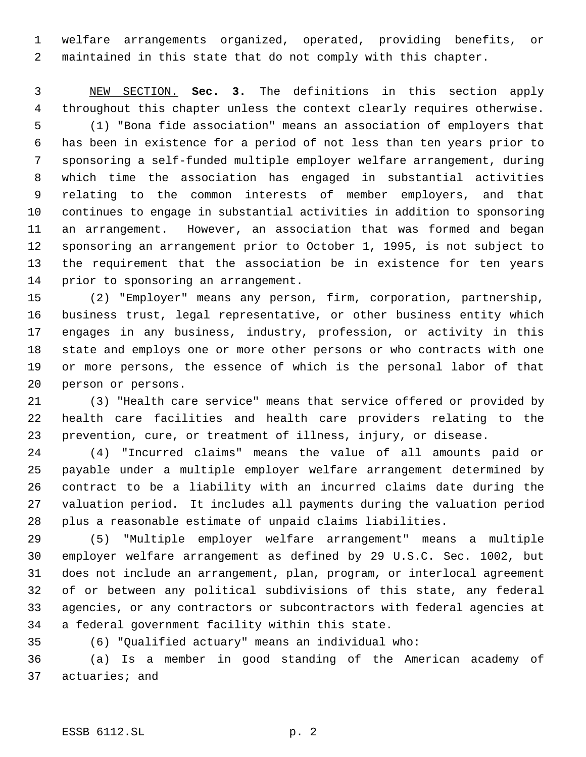welfare arrangements organized, operated, providing benefits, or maintained in this state that do not comply with this chapter.

NEW SECTION. **Sec. 3.** The definitions in this section apply throughout this chapter unless the context clearly requires otherwise.

(1) "Bona fide association" means an association of employers that has been in existence for a period of not less than ten years prior to sponsoring a self-funded multiple employer welfare arrangement, during which time the association has engaged in substantial activities relating to the common interests of member employers, and that continues to engage in substantial activities in addition to sponsoring an arrangement. However, an association that was formed and began sponsoring an arrangement prior to October 1, 1995, is not subject to the requirement that the association be in existence for ten years prior to sponsoring an arrangement.

(2) "Employer" means any person, firm, corporation, partnership, business trust, legal representative, or other business entity which engages in any business, industry, profession, or activity in this state and employs one or more other persons or who contracts with one or more persons, the essence of which is the personal labor of that person or persons.

(3) "Health care service" means that service offered or provided by health care facilities and health care providers relating to the prevention, cure, or treatment of illness, injury, or disease.

(4) "Incurred claims" means the value of all amounts paid or payable under a multiple employer welfare arrangement determined by contract to be a liability with an incurred claims date during the valuation period. It includes all payments during the valuation period plus a reasonable estimate of unpaid claims liabilities.

(5) "Multiple employer welfare arrangement" means a multiple employer welfare arrangement as defined by 29 U.S.C. Sec. 1002, but does not include an arrangement, plan, program, or interlocal agreement of or between any political subdivisions of this state, any federal agencies, or any contractors or subcontractors with federal agencies at a federal government facility within this state.

(6) "Qualified actuary" means an individual who:

(a) Is a member in good standing of the American academy of actuaries; and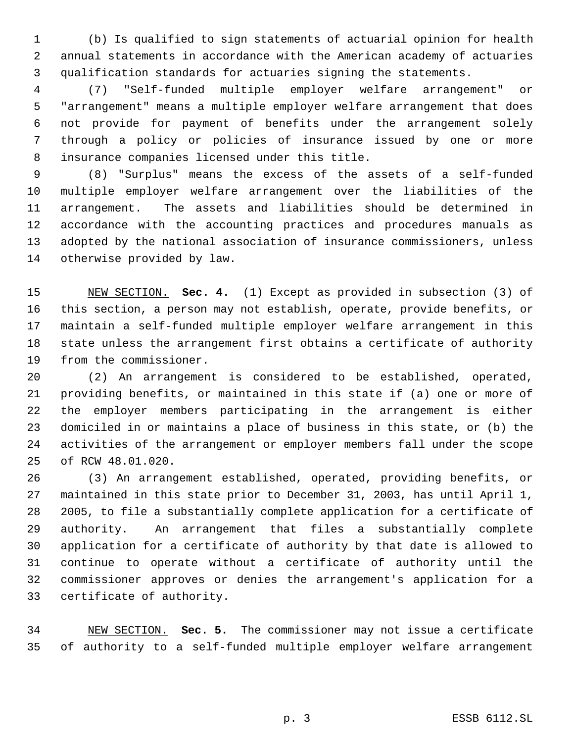(b) Is qualified to sign statements of actuarial opinion for health annual statements in accordance with the American academy of actuaries qualification standards for actuaries signing the statements.

(7) "Self-funded multiple employer welfare arrangement" or "arrangement" means a multiple employer welfare arrangement that does not provide for payment of benefits under the arrangement solely through a policy or policies of insurance issued by one or more insurance companies licensed under this title.

(8) "Surplus" means the excess of the assets of a self-funded multiple employer welfare arrangement over the liabilities of the arrangement. The assets and liabilities should be determined in accordance with the accounting practices and procedures manuals as adopted by the national association of insurance commissioners, unless otherwise provided by law.

NEW SECTION. **Sec. 4.** (1) Except as provided in subsection (3) of this section, a person may not establish, operate, provide benefits, or maintain a self-funded multiple employer welfare arrangement in this state unless the arrangement first obtains a certificate of authority from the commissioner.

(2) An arrangement is considered to be established, operated, providing benefits, or maintained in this state if (a) one or more of the employer members participating in the arrangement is either domiciled in or maintains a place of business in this state, or (b) the activities of the arrangement or employer members fall under the scope of RCW 48.01.020.

(3) An arrangement established, operated, providing benefits, or maintained in this state prior to December 31, 2003, has until April 1, 2005, to file a substantially complete application for a certificate of authority. An arrangement that files a substantially complete application for a certificate of authority by that date is allowed to continue to operate without a certificate of authority until the commissioner approves or denies the arrangement's application for a certificate of authority.

NEW SECTION. **Sec. 5.** The commissioner may not issue a certificate of authority to a self-funded multiple employer welfare arrangement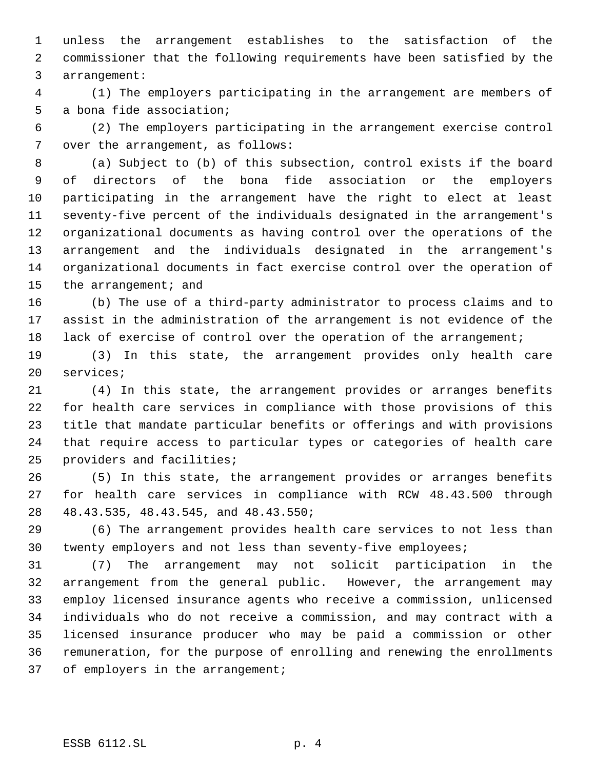unless the arrangement establishes to the satisfaction of the commissioner that the following requirements have been satisfied by the arrangement:

(1) The employers participating in the arrangement are members of a bona fide association;

(2) The employers participating in the arrangement exercise control over the arrangement, as follows:

(a) Subject to (b) of this subsection, control exists if the board of directors of the bona fide association or the employers participating in the arrangement have the right to elect at least seventy-five percent of the individuals designated in the arrangement's organizational documents as having control over the operations of the arrangement and the individuals designated in the arrangement's organizational documents in fact exercise control over the operation of the arrangement; and

(b) The use of a third-party administrator to process claims and to assist in the administration of the arrangement is not evidence of the lack of exercise of control over the operation of the arrangement;

(3) In this state, the arrangement provides only health care services;

(4) In this state, the arrangement provides or arranges benefits for health care services in compliance with those provisions of this title that mandate particular benefits or offerings and with provisions that require access to particular types or categories of health care providers and facilities;

(5) In this state, the arrangement provides or arranges benefits for health care services in compliance with RCW 48.43.500 through 48.43.535, 48.43.545, and 48.43.550;

(6) The arrangement provides health care services to not less than twenty employers and not less than seventy-five employees;

(7) The arrangement may not solicit participation in the arrangement from the general public. However, the arrangement may employ licensed insurance agents who receive a commission, unlicensed individuals who do not receive a commission, and may contract with a licensed insurance producer who may be paid a commission or other remuneration, for the purpose of enrolling and renewing the enrollments of employers in the arrangement;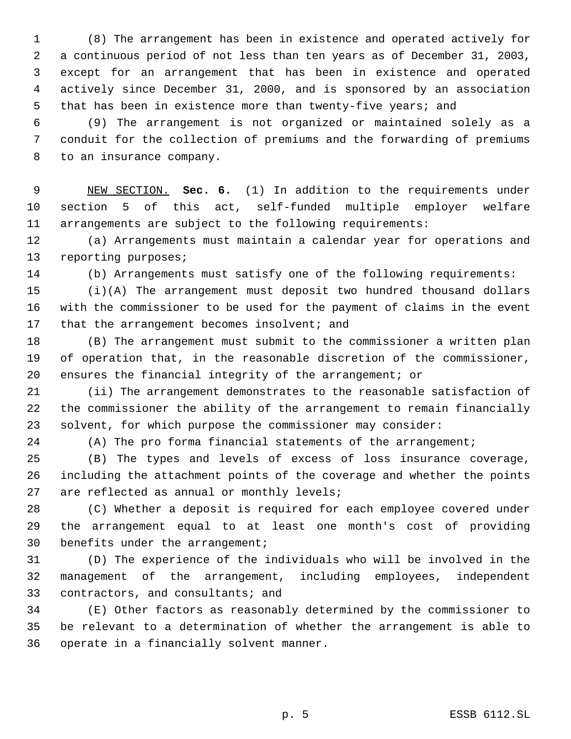(8) The arrangement has been in existence and operated actively for a continuous period of not less than ten years as of December 31, 2003, except for an arrangement that has been in existence and operated actively since December 31, 2000, and is sponsored by an association that has been in existence more than twenty-five years; and

(9) The arrangement is not organized or maintained solely as a conduit for the collection of premiums and the forwarding of premiums to an insurance company.

NEW SECTION. **Sec. 6.** (1) In addition to the requirements under section 5 of this act, self-funded multiple employer welfare arrangements are subject to the following requirements:

(a) Arrangements must maintain a calendar year for operations and reporting purposes;

(b) Arrangements must satisfy one of the following requirements:

(i)(A) The arrangement must deposit two hundred thousand dollars with the commissioner to be used for the payment of claims in the event that the arrangement becomes insolvent; and

(B) The arrangement must submit to the commissioner a written plan of operation that, in the reasonable discretion of the commissioner, ensures the financial integrity of the arrangement; or

(ii) The arrangement demonstrates to the reasonable satisfaction of the commissioner the ability of the arrangement to remain financially solvent, for which purpose the commissioner may consider:

(A) The pro forma financial statements of the arrangement;

(B) The types and levels of excess of loss insurance coverage, including the attachment points of the coverage and whether the points are reflected as annual or monthly levels;

(C) Whether a deposit is required for each employee covered under the arrangement equal to at least one month's cost of providing benefits under the arrangement;

(D) The experience of the individuals who will be involved in the management of the arrangement, including employees, independent contractors, and consultants; and

(E) Other factors as reasonably determined by the commissioner to be relevant to a determination of whether the arrangement is able to operate in a financially solvent manner.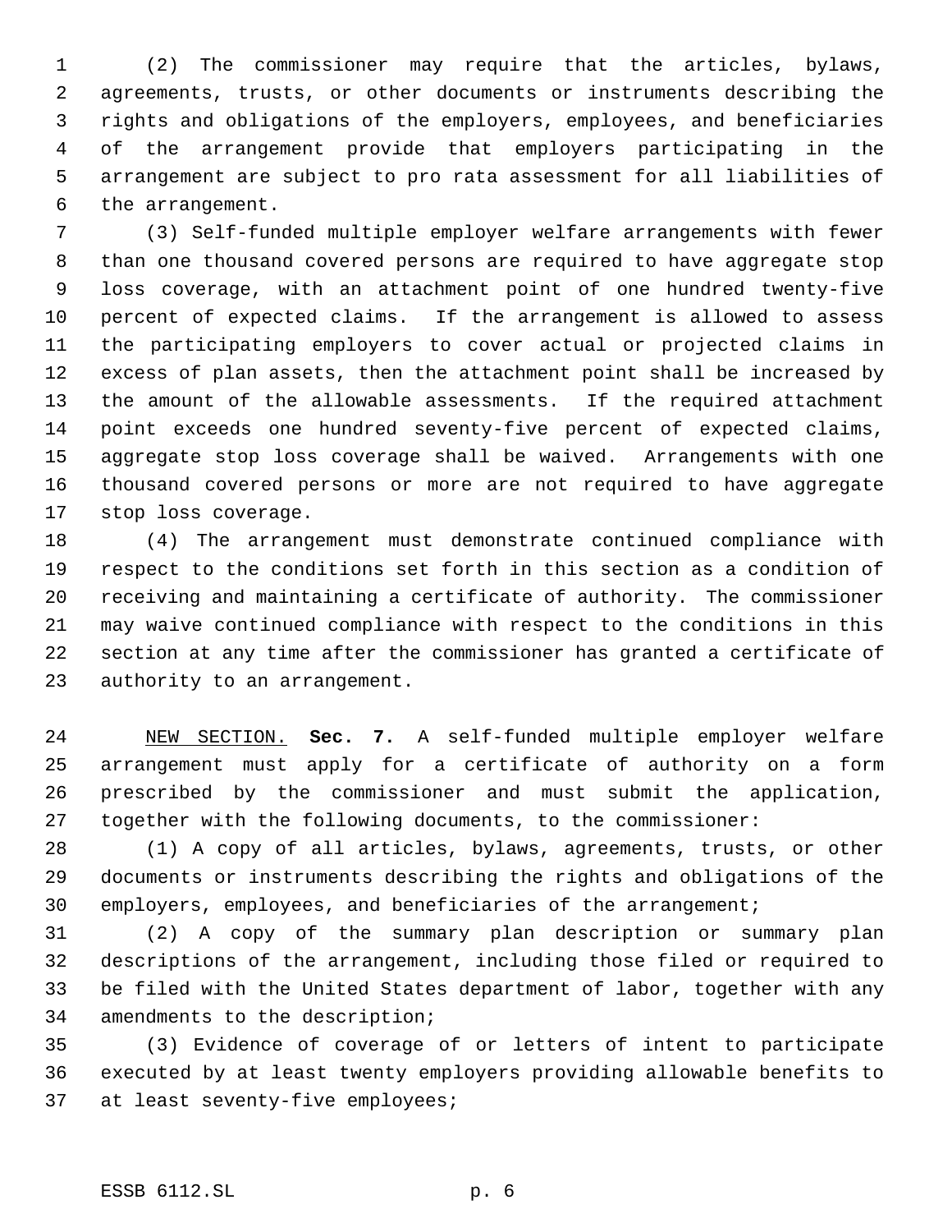(2) The commissioner may require that the articles, bylaws, agreements, trusts, or other documents or instruments describing the rights and obligations of the employers, employees, and beneficiaries of the arrangement provide that employers participating in the arrangement are subject to pro rata assessment for all liabilities of the arrangement.

(3) Self-funded multiple employer welfare arrangements with fewer than one thousand covered persons are required to have aggregate stop loss coverage, with an attachment point of one hundred twenty-five percent of expected claims. If the arrangement is allowed to assess the participating employers to cover actual or projected claims in excess of plan assets, then the attachment point shall be increased by the amount of the allowable assessments. If the required attachment point exceeds one hundred seventy-five percent of expected claims, aggregate stop loss coverage shall be waived. Arrangements with one thousand covered persons or more are not required to have aggregate stop loss coverage.

(4) The arrangement must demonstrate continued compliance with respect to the conditions set forth in this section as a condition of receiving and maintaining a certificate of authority. The commissioner may waive continued compliance with respect to the conditions in this section at any time after the commissioner has granted a certificate of authority to an arrangement.

NEW SECTION. **Sec. 7.** A self-funded multiple employer welfare arrangement must apply for a certificate of authority on a form prescribed by the commissioner and must submit the application, together with the following documents, to the commissioner:

(1) A copy of all articles, bylaws, agreements, trusts, or other documents or instruments describing the rights and obligations of the employers, employees, and beneficiaries of the arrangement;

(2) A copy of the summary plan description or summary plan descriptions of the arrangement, including those filed or required to be filed with the United States department of labor, together with any amendments to the description;

(3) Evidence of coverage of or letters of intent to participate executed by at least twenty employers providing allowable benefits to at least seventy-five employees;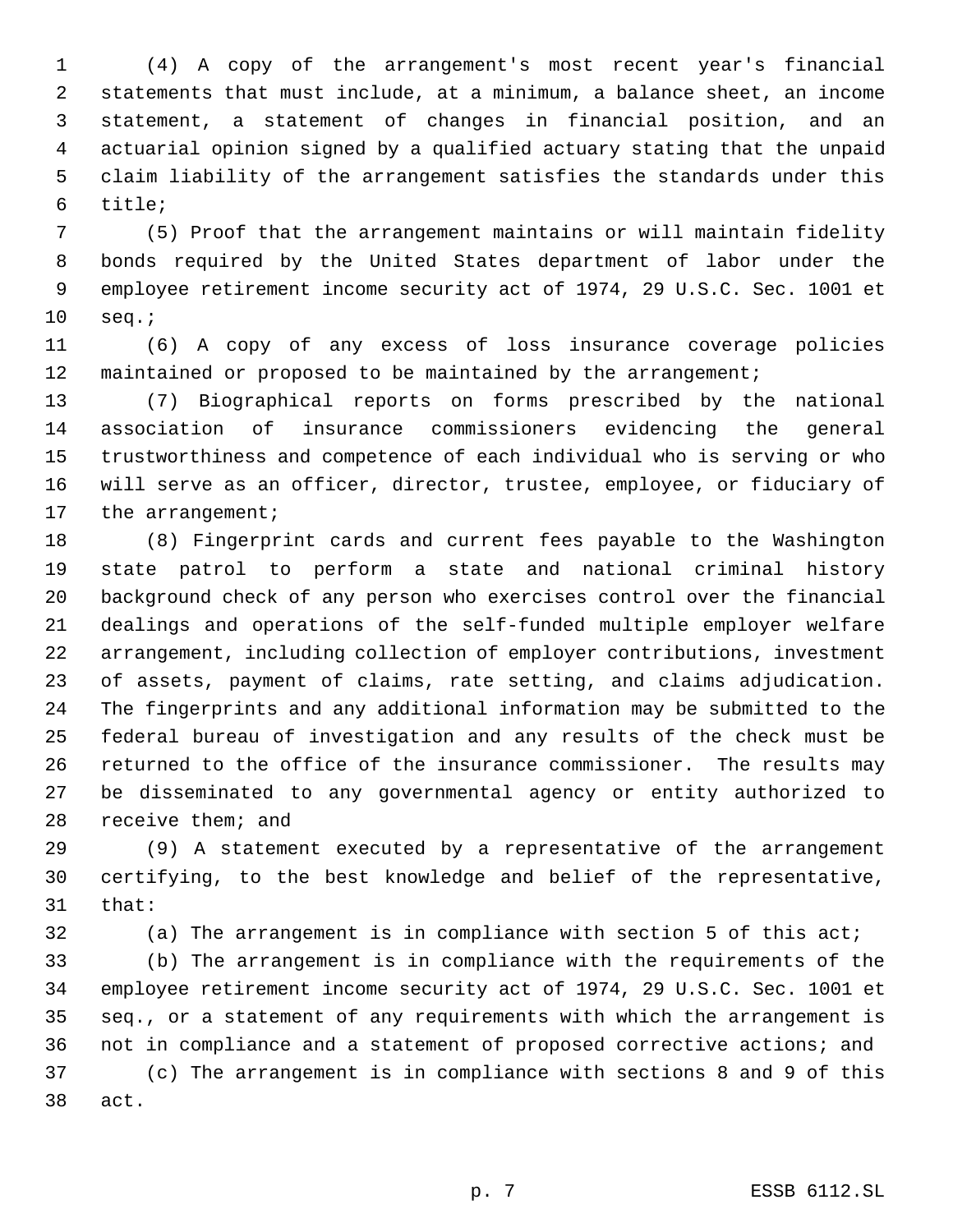(4) A copy of the arrangement's most recent year's financial statements that must include, at a minimum, a balance sheet, an income statement, a statement of changes in financial position, and an actuarial opinion signed by a qualified actuary stating that the unpaid claim liability of the arrangement satisfies the standards under this title;

(5) Proof that the arrangement maintains or will maintain fidelity bonds required by the United States department of labor under the employee retirement income security act of 1974, 29 U.S.C. Sec. 1001 et seq.;

(6) A copy of any excess of loss insurance coverage policies maintained or proposed to be maintained by the arrangement;

(7) Biographical reports on forms prescribed by the national association of insurance commissioners evidencing the general trustworthiness and competence of each individual who is serving or who will serve as an officer, director, trustee, employee, or fiduciary of the arrangement;

(8) Fingerprint cards and current fees payable to the Washington state patrol to perform a state and national criminal history background check of any person who exercises control over the financial dealings and operations of the self-funded multiple employer welfare arrangement, including collection of employer contributions, investment of assets, payment of claims, rate setting, and claims adjudication. The fingerprints and any additional information may be submitted to the federal bureau of investigation and any results of the check must be returned to the office of the insurance commissioner. The results may be disseminated to any governmental agency or entity authorized to receive them; and

(9) A statement executed by a representative of the arrangement certifying, to the best knowledge and belief of the representative, that:

(a) The arrangement is in compliance with section 5 of this act;

(b) The arrangement is in compliance with the requirements of the employee retirement income security act of 1974, 29 U.S.C. Sec. 1001 et seq., or a statement of any requirements with which the arrangement is not in compliance and a statement of proposed corrective actions; and

(c) The arrangement is in compliance with sections 8 and 9 of this act.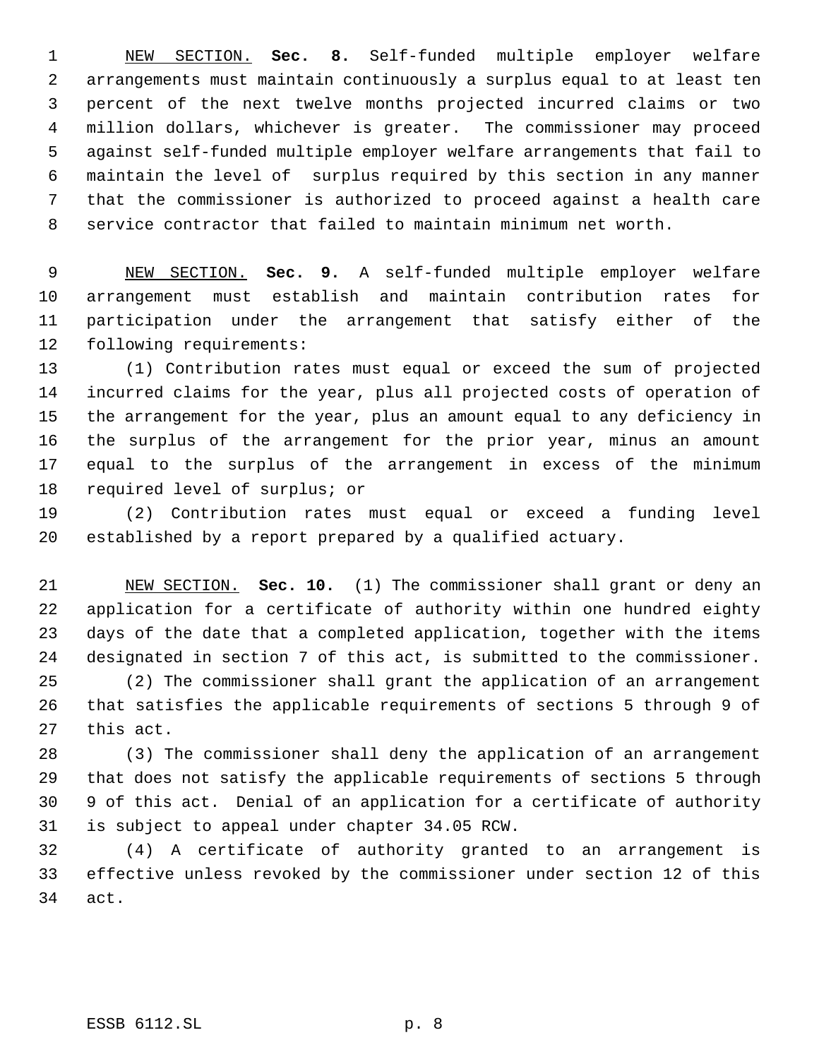NEW SECTION. **Sec. 8.** Self-funded multiple employer welfare arrangements must maintain continuously a surplus equal to at least ten percent of the next twelve months projected incurred claims or two million dollars, whichever is greater. The commissioner may proceed against self-funded multiple employer welfare arrangements that fail to maintain the level of surplus required by this section in any manner that the commissioner is authorized to proceed against a health care service contractor that failed to maintain minimum net worth.

NEW SECTION. **Sec. 9.** A self-funded multiple employer welfare arrangement must establish and maintain contribution rates for participation under the arrangement that satisfy either of the following requirements:

(1) Contribution rates must equal or exceed the sum of projected incurred claims for the year, plus all projected costs of operation of the arrangement for the year, plus an amount equal to any deficiency in the surplus of the arrangement for the prior year, minus an amount equal to the surplus of the arrangement in excess of the minimum required level of surplus; or

(2) Contribution rates must equal or exceed a funding level established by a report prepared by a qualified actuary.

NEW SECTION. **Sec. 10.** (1) The commissioner shall grant or deny an application for a certificate of authority within one hundred eighty days of the date that a completed application, together with the items designated in section 7 of this act, is submitted to the commissioner.

(2) The commissioner shall grant the application of an arrangement that satisfies the applicable requirements of sections 5 through 9 of this act.

(3) The commissioner shall deny the application of an arrangement that does not satisfy the applicable requirements of sections 5 through 9 of this act. Denial of an application for a certificate of authority is subject to appeal under chapter 34.05 RCW.

(4) A certificate of authority granted to an arrangement is effective unless revoked by the commissioner under section 12 of this act.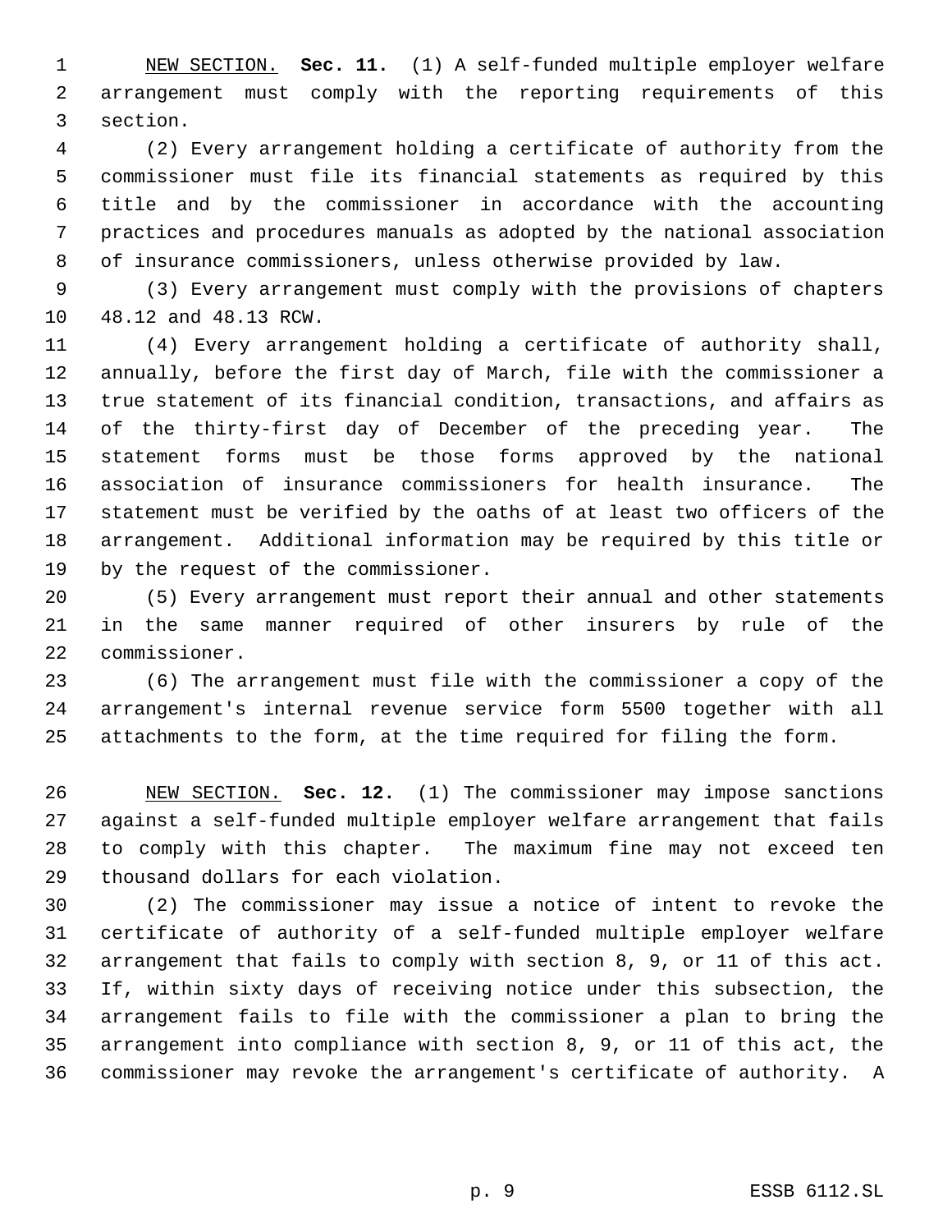NEW SECTION. **Sec. 11.** (1) A self-funded multiple employer welfare arrangement must comply with the reporting requirements of this section.

(2) Every arrangement holding a certificate of authority from the commissioner must file its financial statements as required by this title and by the commissioner in accordance with the accounting practices and procedures manuals as adopted by the national association of insurance commissioners, unless otherwise provided by law.

(3) Every arrangement must comply with the provisions of chapters 48.12 and 48.13 RCW.

(4) Every arrangement holding a certificate of authority shall, annually, before the first day of March, file with the commissioner a true statement of its financial condition, transactions, and affairs as of the thirty-first day of December of the preceding year. The statement forms must be those forms approved by the national association of insurance commissioners for health insurance. The statement must be verified by the oaths of at least two officers of the arrangement. Additional information may be required by this title or by the request of the commissioner.

(5) Every arrangement must report their annual and other statements in the same manner required of other insurers by rule of the commissioner.

(6) The arrangement must file with the commissioner a copy of the arrangement's internal revenue service form 5500 together with all attachments to the form, at the time required for filing the form.

NEW SECTION. **Sec. 12.** (1) The commissioner may impose sanctions against a self-funded multiple employer welfare arrangement that fails to comply with this chapter. The maximum fine may not exceed ten thousand dollars for each violation.

(2) The commissioner may issue a notice of intent to revoke the certificate of authority of a self-funded multiple employer welfare arrangement that fails to comply with section 8, 9, or 11 of this act. If, within sixty days of receiving notice under this subsection, the arrangement fails to file with the commissioner a plan to bring the arrangement into compliance with section 8, 9, or 11 of this act, the commissioner may revoke the arrangement's certificate of authority. A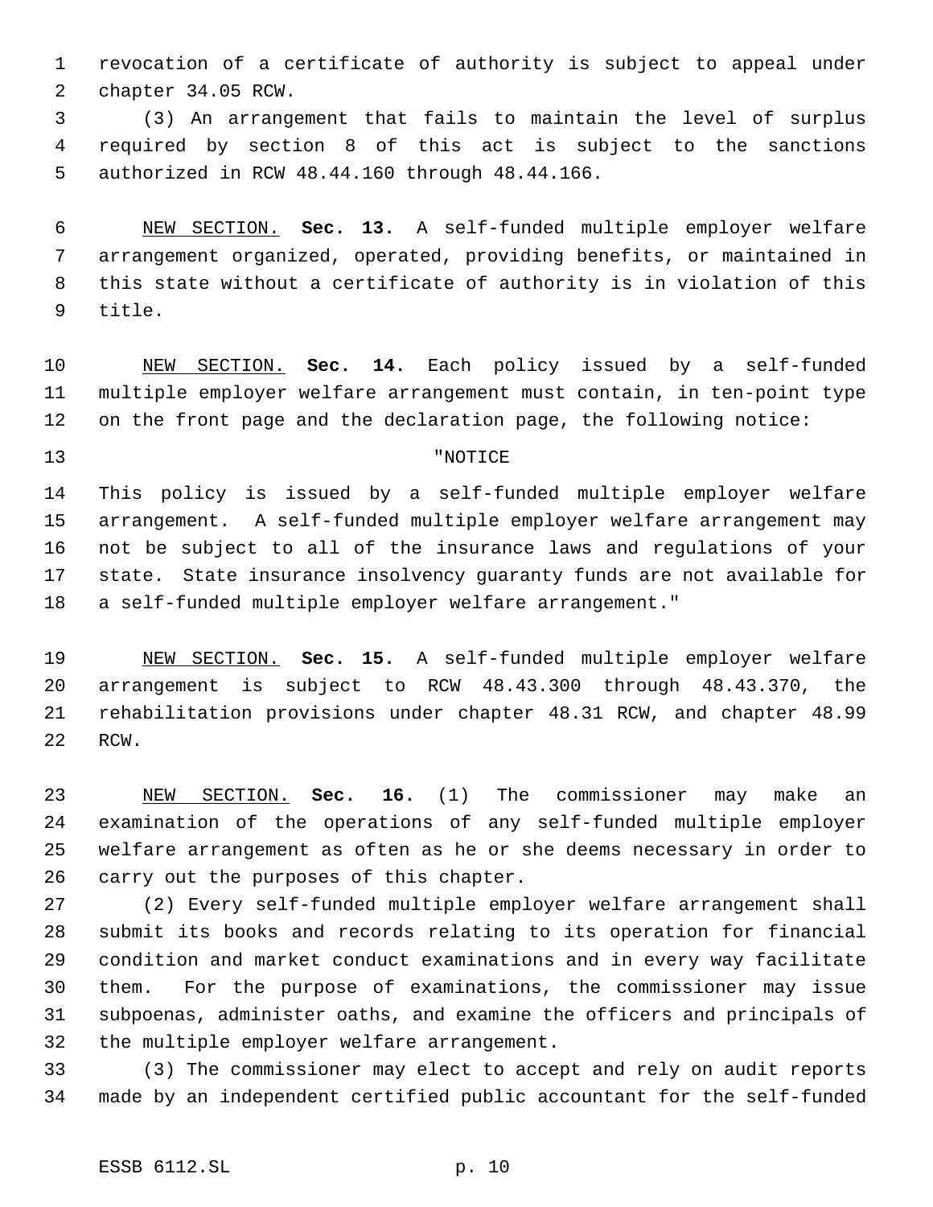revocation of a certificate of authority is subject to appeal under chapter 34.05 RCW.

(3) An arrangement that fails to maintain the level of surplus required by section 8 of this act is subject to the sanctions authorized in RCW 48.44.160 through 48.44.166.

NEW SECTION. **Sec. 13.** A self-funded multiple employer welfare arrangement organized, operated, providing benefits, or maintained in this state without a certificate of authority is in violation of this title.

NEW SECTION. **Sec. 14.** Each policy issued by a self-funded multiple employer welfare arrangement must contain, in ten-point type on the front page and the declaration page, the following notice:

"NOTICE

This policy is issued by a self-funded multiple employer welfare arrangement. A self-funded multiple employer welfare arrangement may not be subject to all of the insurance laws and regulations of your state. State insurance insolvency guaranty funds are not available for a self-funded multiple employer welfare arrangement."

NEW SECTION. **Sec. 15.** A self-funded multiple employer welfare arrangement is subject to RCW 48.43.300 through 48.43.370, the rehabilitation provisions under chapter 48.31 RCW, and chapter 48.99 RCW.

NEW SECTION. **Sec. 16.** (1) The commissioner may make an examination of the operations of any self-funded multiple employer welfare arrangement as often as he or she deems necessary in order to carry out the purposes of this chapter.

(2) Every self-funded multiple employer welfare arrangement shall submit its books and records relating to its operation for financial condition and market conduct examinations and in every way facilitate them. For the purpose of examinations, the commissioner may issue subpoenas, administer oaths, and examine the officers and principals of the multiple employer welfare arrangement.

(3) The commissioner may elect to accept and rely on audit reports made by an independent certified public accountant for the self-funded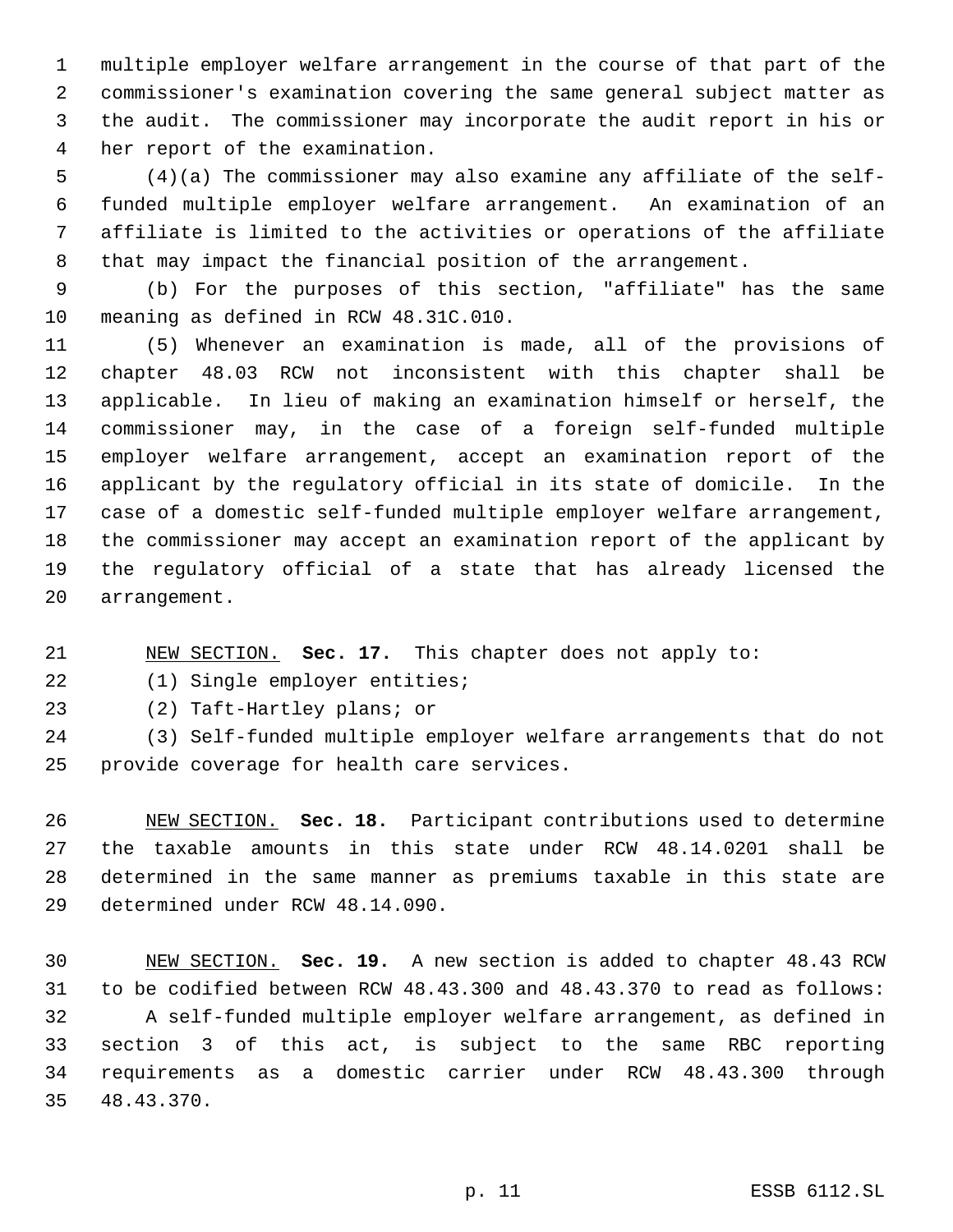multiple employer welfare arrangement in the course of that part of the commissioner's examination covering the same general subject matter as the audit. The commissioner may incorporate the audit report in his or her report of the examination.

(4)(a) The commissioner may also examine any affiliate of the self-funded multiple employer welfare arrangement. An examination of an affiliate is limited to the activities or operations of the affiliate that may impact the financial position of the arrangement.

(b) For the purposes of this section, "affiliate" has the same meaning as defined in RCW 48.31C.010.

(5) Whenever an examination is made, all of the provisions of chapter 48.03 RCW not inconsistent with this chapter shall be applicable. In lieu of making an examination himself or herself, the commissioner may, in the case of a foreign self-funded multiple employer welfare arrangement, accept an examination report of the applicant by the regulatory official in its state of domicile. In the case of a domestic self-funded multiple employer welfare arrangement, the commissioner may accept an examination report of the applicant by the regulatory official of a state that has already licensed the arrangement.

NEW SECTION. **Sec. 17.** This chapter does not apply to:

(1) Single employer entities;

(2) Taft-Hartley plans; or

(3) Self-funded multiple employer welfare arrangements that do not provide coverage for health care services.

NEW SECTION. **Sec. 18.** Participant contributions used to determine the taxable amounts in this state under RCW 48.14.0201 shall be determined in the same manner as premiums taxable in this state are determined under RCW 48.14.090.

NEW SECTION. **Sec. 19.** A new section is added to chapter 48.43 RCW to be codified between RCW 48.43.300 and 48.43.370 to read as follows:

A self-funded multiple employer welfare arrangement, as defined in section 3 of this act, is subject to the same RBC reporting requirements as a domestic carrier under RCW 48.43.300 through 48.43.370.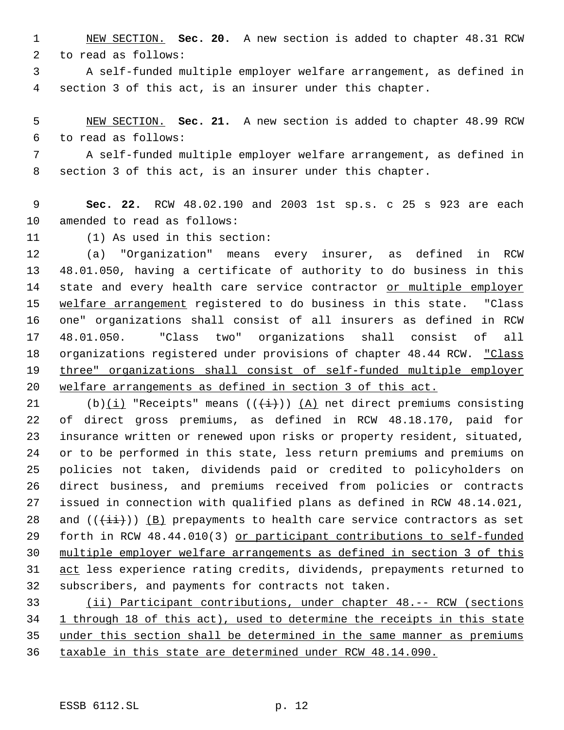NEW SECTION. **Sec. 20.** A new section is added to chapter 48.31 RCW to read as follows:

A self-funded multiple employer welfare arrangement, as defined in section 3 of this act, is an insurer under this chapter.

NEW SECTION. **Sec. 21.** A new section is added to chapter 48.99 RCW to read as follows:

A self-funded multiple employer welfare arrangement, as defined in section 3 of this act, is an insurer under this chapter.

**Sec. 22.** RCW 48.02.190 and 2003 1st sp.s. c 25 s 923 are each amended to read as follows:

(1) As used in this section:

(a) "Organization" means every insurer, as defined in RCW 48.01.050, having a certificate of authority to do business in this state and every health care service contractor or multiple employer welfare arrangement registered to do business in this state. "Class one" organizations shall consist of all insurers as defined in RCW 48.01.050. "Class two" organizations shall consist of all organizations registered under provisions of chapter 48.44 RCW. "Class three" organizations shall consist of self-funded multiple employer welfare arrangements as defined in section 3 of this act.

(b)(i) "Receipts" means (((i))) (A) net direct premiums consisting of direct gross premiums, as defined in RCW 48.18.170, paid for insurance written or renewed upon risks or property resident, situated, or to be performed in this state, less return premiums and premiums on policies not taken, dividends paid or credited to policyholders on direct business, and premiums received from policies or contracts issued in connection with qualified plans as defined in RCW 48.14.021, and (((ii))) (B) prepayments to health care service contractors as set forth in RCW 48.44.010(3) or participant contributions to self-funded multiple employer welfare arrangements as defined in section 3 of this act less experience rating credits, dividends, prepayments returned to subscribers, and payments for contracts not taken.

(ii) Participant contributions, under chapter 48.-- RCW (sections 1 through 18 of this act), used to determine the receipts in this state under this section shall be determined in the same manner as premiums taxable in this state are determined under RCW 48.14.090.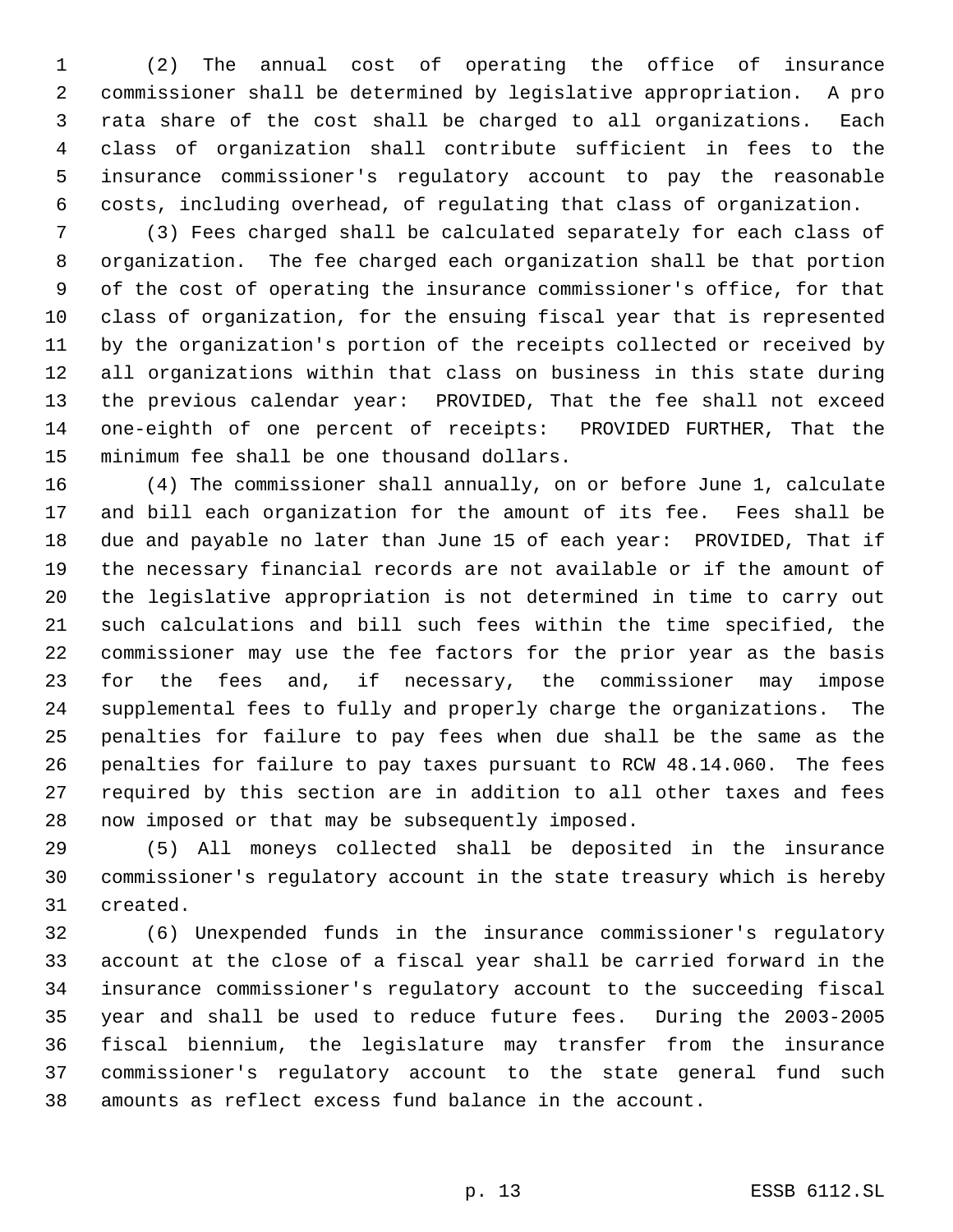(2) The annual cost of operating the office of insurance commissioner shall be determined by legislative appropriation. A pro rata share of the cost shall be charged to all organizations. Each class of organization shall contribute sufficient in fees to the insurance commissioner's regulatory account to pay the reasonable costs, including overhead, of regulating that class of organization.

(3) Fees charged shall be calculated separately for each class of organization. The fee charged each organization shall be that portion of the cost of operating the insurance commissioner's office, for that class of organization, for the ensuing fiscal year that is represented by the organization's portion of the receipts collected or received by all organizations within that class on business in this state during the previous calendar year: PROVIDED, That the fee shall not exceed one-eighth of one percent of receipts: PROVIDED FURTHER, That the minimum fee shall be one thousand dollars.

(4) The commissioner shall annually, on or before June 1, calculate and bill each organization for the amount of its fee. Fees shall be due and payable no later than June 15 of each year: PROVIDED, That if the necessary financial records are not available or if the amount of the legislative appropriation is not determined in time to carry out such calculations and bill such fees within the time specified, the commissioner may use the fee factors for the prior year as the basis for the fees and, if necessary, the commissioner may impose supplemental fees to fully and properly charge the organizations. The penalties for failure to pay fees when due shall be the same as the penalties for failure to pay taxes pursuant to RCW 48.14.060. The fees required by this section are in addition to all other taxes and fees now imposed or that may be subsequently imposed.

(5) All moneys collected shall be deposited in the insurance commissioner's regulatory account in the state treasury which is hereby created.

(6) Unexpended funds in the insurance commissioner's regulatory account at the close of a fiscal year shall be carried forward in the insurance commissioner's regulatory account to the succeeding fiscal year and shall be used to reduce future fees. During the 2003-2005 fiscal biennium, the legislature may transfer from the insurance commissioner's regulatory account to the state general fund such amounts as reflect excess fund balance in the account.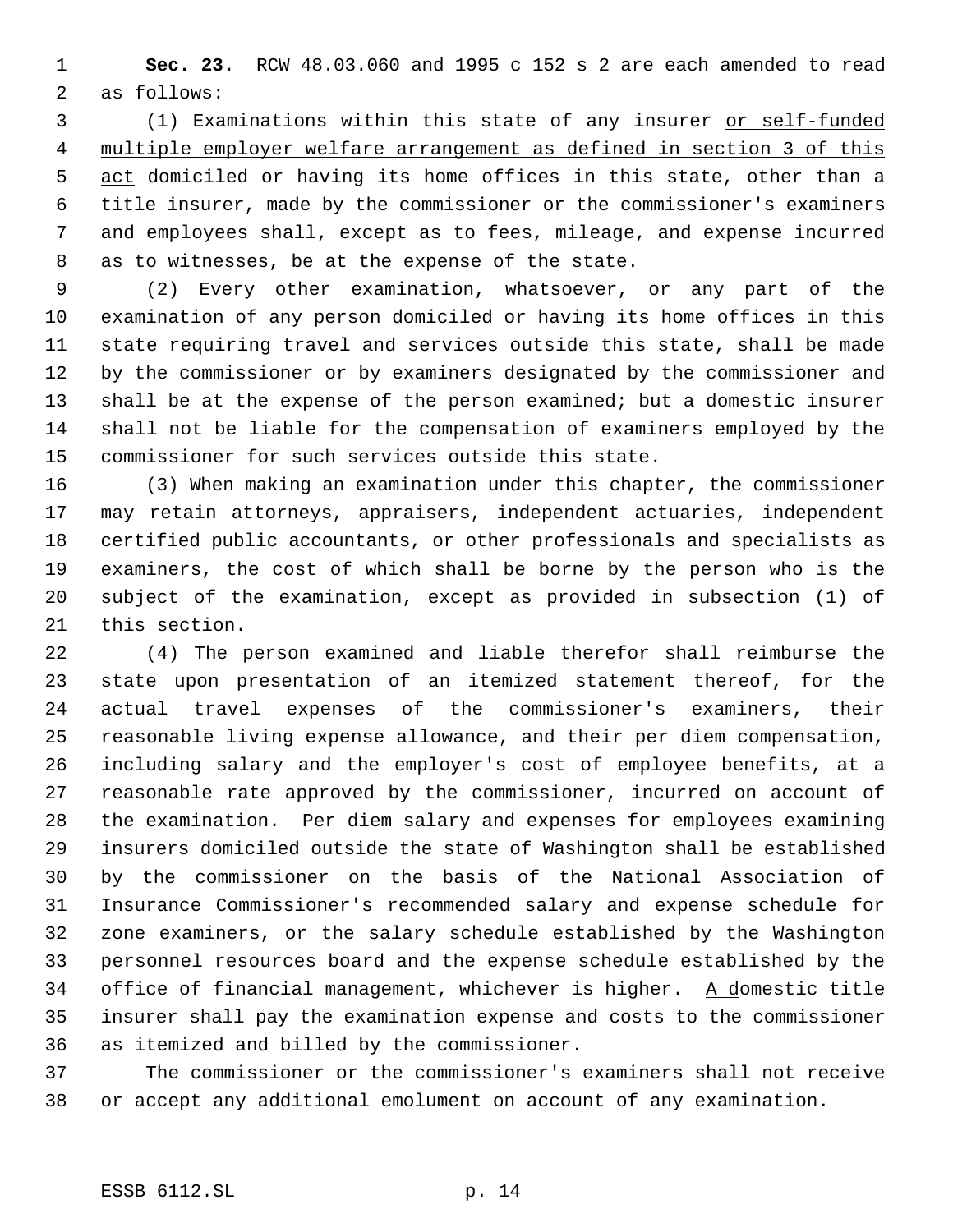**Sec. 23.** RCW 48.03.060 and 1995 c 152 s 2 are each amended to read as follows:

(1) Examinations within this state of any insurer <u>or self-funded multiple employer welfare arrangement as defined in section 3 of this act</u> domiciled or having its home offices in this state, other than a title insurer, made by the commissioner or the commissioner's examiners and employees shall, except as to fees, mileage, and expense incurred as to witnesses, be at the expense of the state.

(2) Every other examination, whatsoever, or any part of the examination of any person domiciled or having its home offices in this state requiring travel and services outside this state, shall be made by the commissioner or by examiners designated by the commissioner and shall be at the expense of the person examined; but a domestic insurer shall not be liable for the compensation of examiners employed by the commissioner for such services outside this state.

(3) When making an examination under this chapter, the commissioner may retain attorneys, appraisers, independent actuaries, independent certified public accountants, or other professionals and specialists as examiners, the cost of which shall be borne by the person who is the subject of the examination, except as provided in subsection (1) of this section.

(4) The person examined and liable therefor shall reimburse the state upon presentation of an itemized statement thereof, for the actual travel expenses of the commissioner's examiners, their reasonable living expense allowance, and their per diem compensation, including salary and the employer's cost of employee benefits, at a reasonable rate approved by the commissioner, incurred on account of the examination. Per diem salary and expenses for employees examining insurers domiciled outside the state of Washington shall be established by the commissioner on the basis of the National Association of Insurance Commissioner's recommended salary and expense schedule for zone examiners, or the salary schedule established by the Washington personnel resources board and the expense schedule established by the office of financial management, whichever is higher. <u>A d</u>omestic title insurer shall pay the examination expense and costs to the commissioner as itemized and billed by the commissioner.

The commissioner or the commissioner's examiners shall not receive or accept any additional emolument on account of any examination.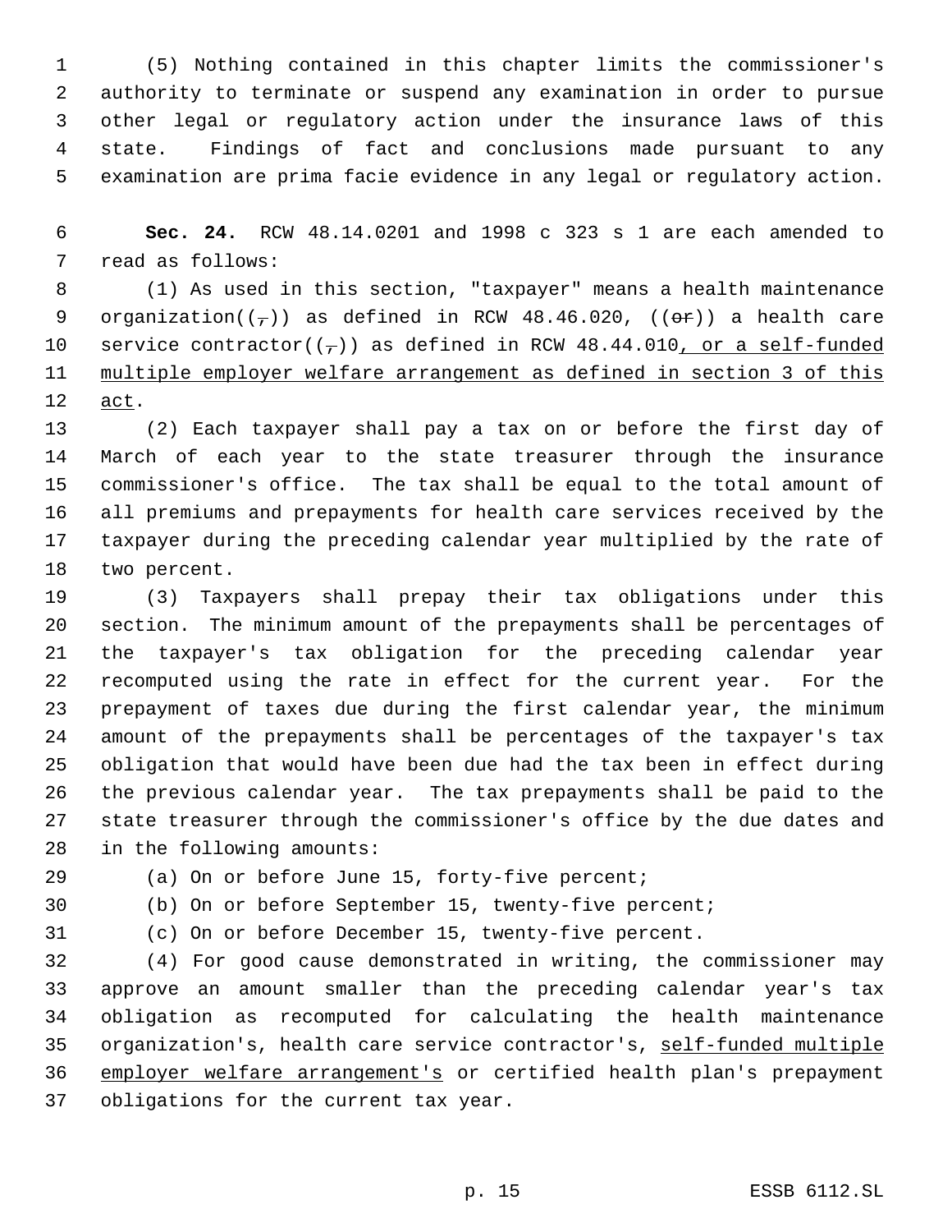(5) Nothing contained in this chapter limits the commissioner's authority to terminate or suspend any examination in order to pursue other legal or regulatory action under the insurance laws of this state. Findings of fact and conclusions made pursuant to any examination are prima facie evidence in any legal or regulatory action.

**Sec. 24.** RCW 48.14.0201 and 1998 c 323 s 1 are each amended to read as follows:

(1) As used in this section, "taxpayer" means a health maintenance organization((,)) as defined in RCW 48.46.020, ((~~or~~)) a health care service contractor((,)) as defined in RCW 48.44.010, or a self-funded multiple employer welfare arrangement as defined in section 3 of this act.

(2) Each taxpayer shall pay a tax on or before the first day of March of each year to the state treasurer through the insurance commissioner's office. The tax shall be equal to the total amount of all premiums and prepayments for health care services received by the taxpayer during the preceding calendar year multiplied by the rate of two percent.

(3) Taxpayers shall prepay their tax obligations under this section. The minimum amount of the prepayments shall be percentages of the taxpayer's tax obligation for the preceding calendar year recomputed using the rate in effect for the current year. For the prepayment of taxes due during the first calendar year, the minimum amount of the prepayments shall be percentages of the taxpayer's tax obligation that would have been due had the tax been in effect during the previous calendar year. The tax prepayments shall be paid to the state treasurer through the commissioner's office by the due dates and in the following amounts:

(a) On or before June 15, forty-five percent;

(b) On or before September 15, twenty-five percent;

(c) On or before December 15, twenty-five percent.

(4) For good cause demonstrated in writing, the commissioner may approve an amount smaller than the preceding calendar year's tax obligation as recomputed for calculating the health maintenance organization's, health care service contractor's, self-funded multiple employer welfare arrangement's or certified health plan's prepayment obligations for the current tax year.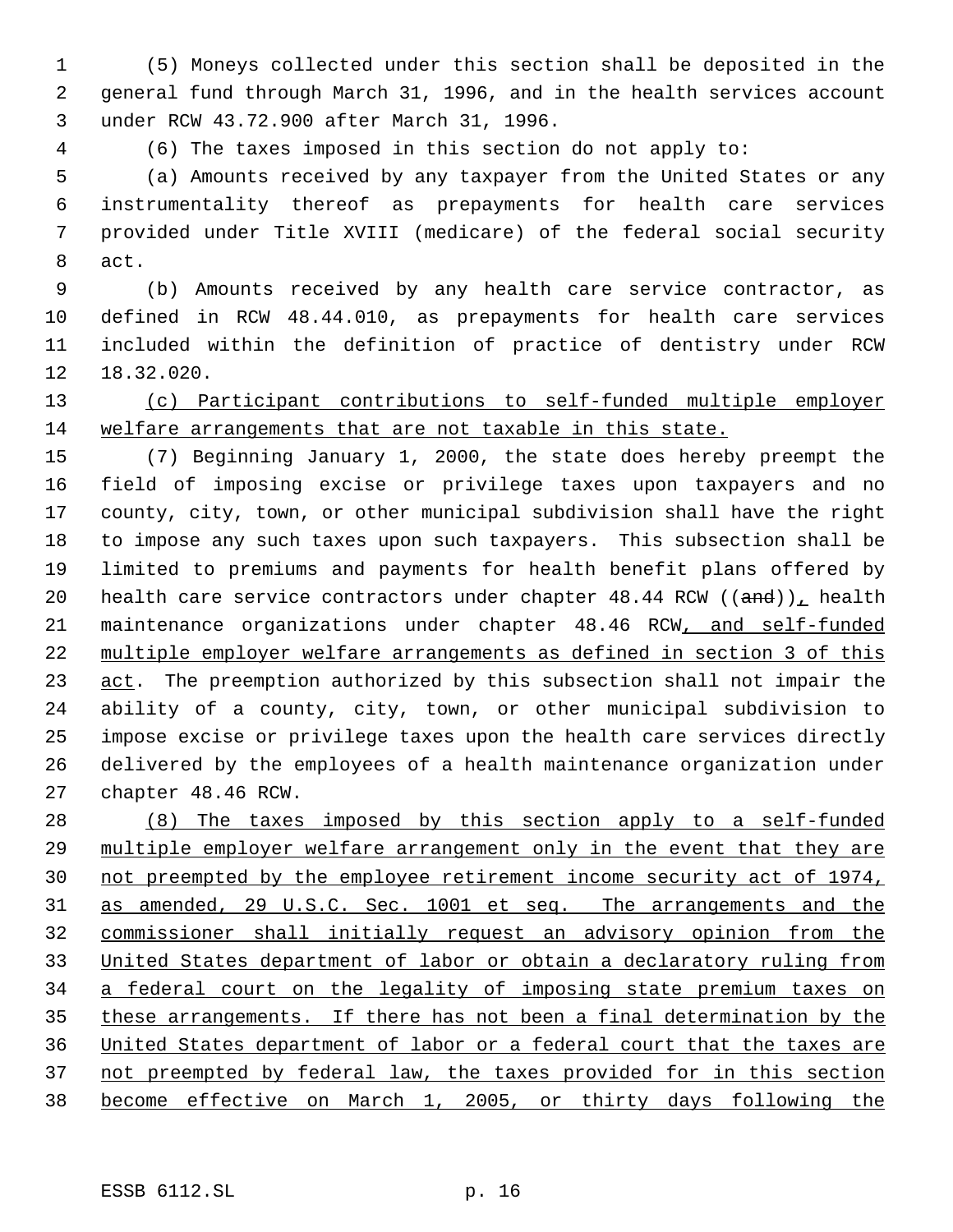(5) Moneys collected under this section shall be deposited in the general fund through March 31, 1996, and in the health services account under RCW 43.72.900 after March 31, 1996.

(6) The taxes imposed in this section do not apply to:

(a) Amounts received by any taxpayer from the United States or any instrumentality thereof as prepayments for health care services provided under Title XVIII (medicare) of the federal social security act.

(b) Amounts received by any health care service contractor, as defined in RCW 48.44.010, as prepayments for health care services included within the definition of practice of dentistry under RCW 18.32.020.

<u>(c) Participant contributions to self-funded multiple employer welfare arrangements that are not taxable in this state.</u>

(7) Beginning January 1, 2000, the state does hereby preempt the field of imposing excise or privilege taxes upon taxpayers and no county, city, town, or other municipal subdivision shall have the right to impose any such taxes upon such taxpayers. This subsection shall be limited to premiums and payments for health benefit plans offered by health care service contractors under chapter 48.44 RCW ((~~and~~))<u>,</u> health maintenance organizations under chapter 48.46 RCW<u>, and self-funded multiple employer welfare arrangements as defined in section 3 of this act</u>. The preemption authorized by this subsection shall not impair the ability of a county, city, town, or other municipal subdivision to impose excise or privilege taxes upon the health care services directly delivered by the employees of a health maintenance organization under chapter 48.46 RCW.

<u>(8) The taxes imposed by this section apply to a self-funded multiple employer welfare arrangement only in the event that they are not preempted by the employee retirement income security act of 1974, as amended, 29 U.S.C. Sec. 1001 et seq. The arrangements and the commissioner shall initially request an advisory opinion from the United States department of labor or obtain a declaratory ruling from a federal court on the legality of imposing state premium taxes on these arrangements. If there has not been a final determination by the United States department of labor or a federal court that the taxes are not preempted by federal law, the taxes provided for in this section become effective on March 1, 2005, or thirty days following the</u>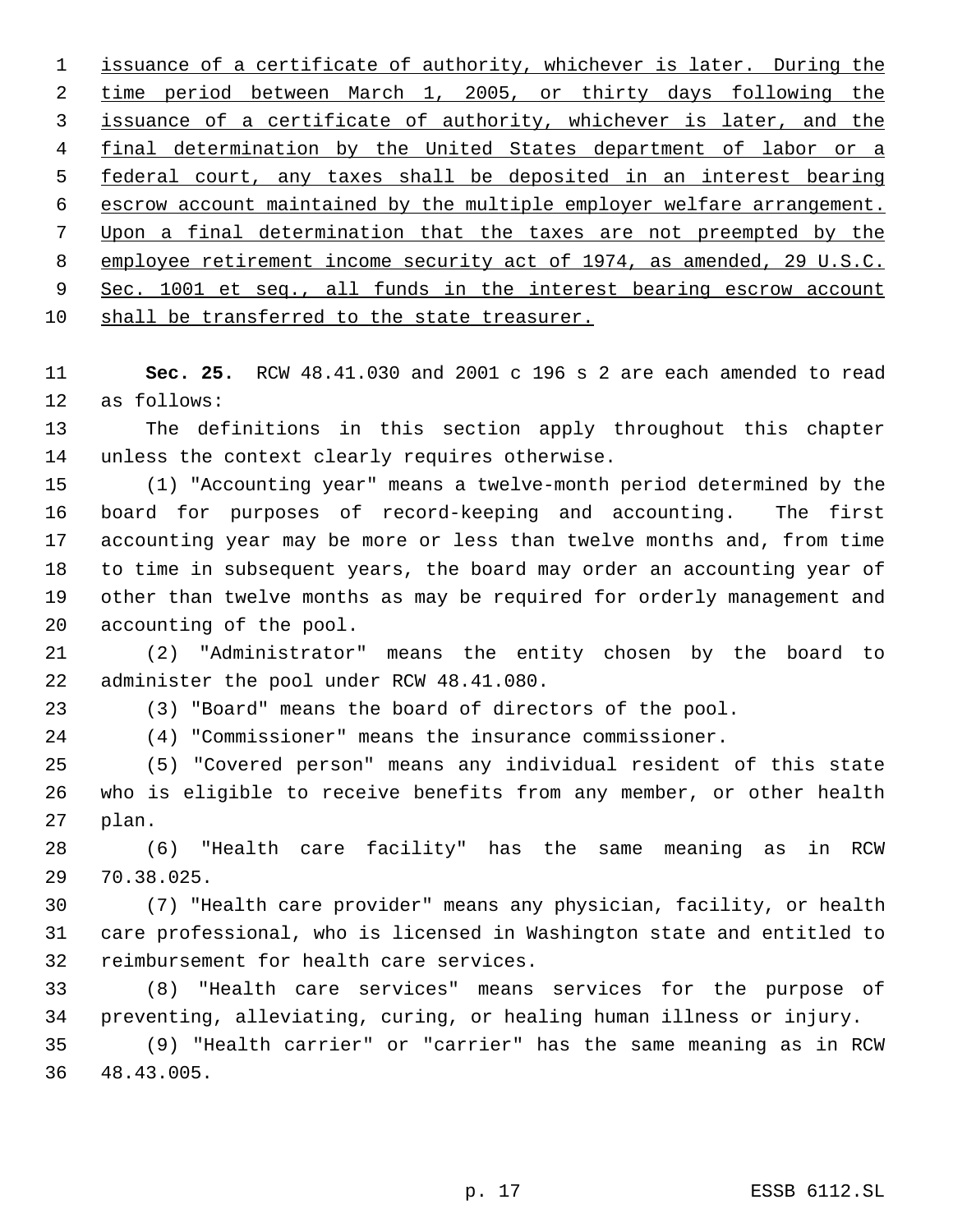issuance of a certificate of authority, whichever is later. During the time period between March 1, 2005, or thirty days following the issuance of a certificate of authority, whichever is later, and the final determination by the United States department of labor or a federal court, any taxes shall be deposited in an interest bearing escrow account maintained by the multiple employer welfare arrangement. Upon a final determination that the taxes are not preempted by the employee retirement income security act of 1974, as amended, 29 U.S.C. Sec. 1001 et seq., all funds in the interest bearing escrow account shall be transferred to the state treasurer.

**Sec. 25.** RCW 48.41.030 and 2001 c 196 s 2 are each amended to read as follows:

The definitions in this section apply throughout this chapter unless the context clearly requires otherwise.

(1) "Accounting year" means a twelve-month period determined by the board for purposes of record-keeping and accounting. The first accounting year may be more or less than twelve months and, from time to time in subsequent years, the board may order an accounting year of other than twelve months as may be required for orderly management and accounting of the pool.

(2) "Administrator" means the entity chosen by the board to administer the pool under RCW 48.41.080.

(3) "Board" means the board of directors of the pool.

(4) "Commissioner" means the insurance commissioner.

(5) "Covered person" means any individual resident of this state who is eligible to receive benefits from any member, or other health plan.

(6) "Health care facility" has the same meaning as in RCW 70.38.025.

(7) "Health care provider" means any physician, facility, or health care professional, who is licensed in Washington state and entitled to reimbursement for health care services.

(8) "Health care services" means services for the purpose of preventing, alleviating, curing, or healing human illness or injury.

(9) "Health carrier" or "carrier" has the same meaning as in RCW 48.43.005.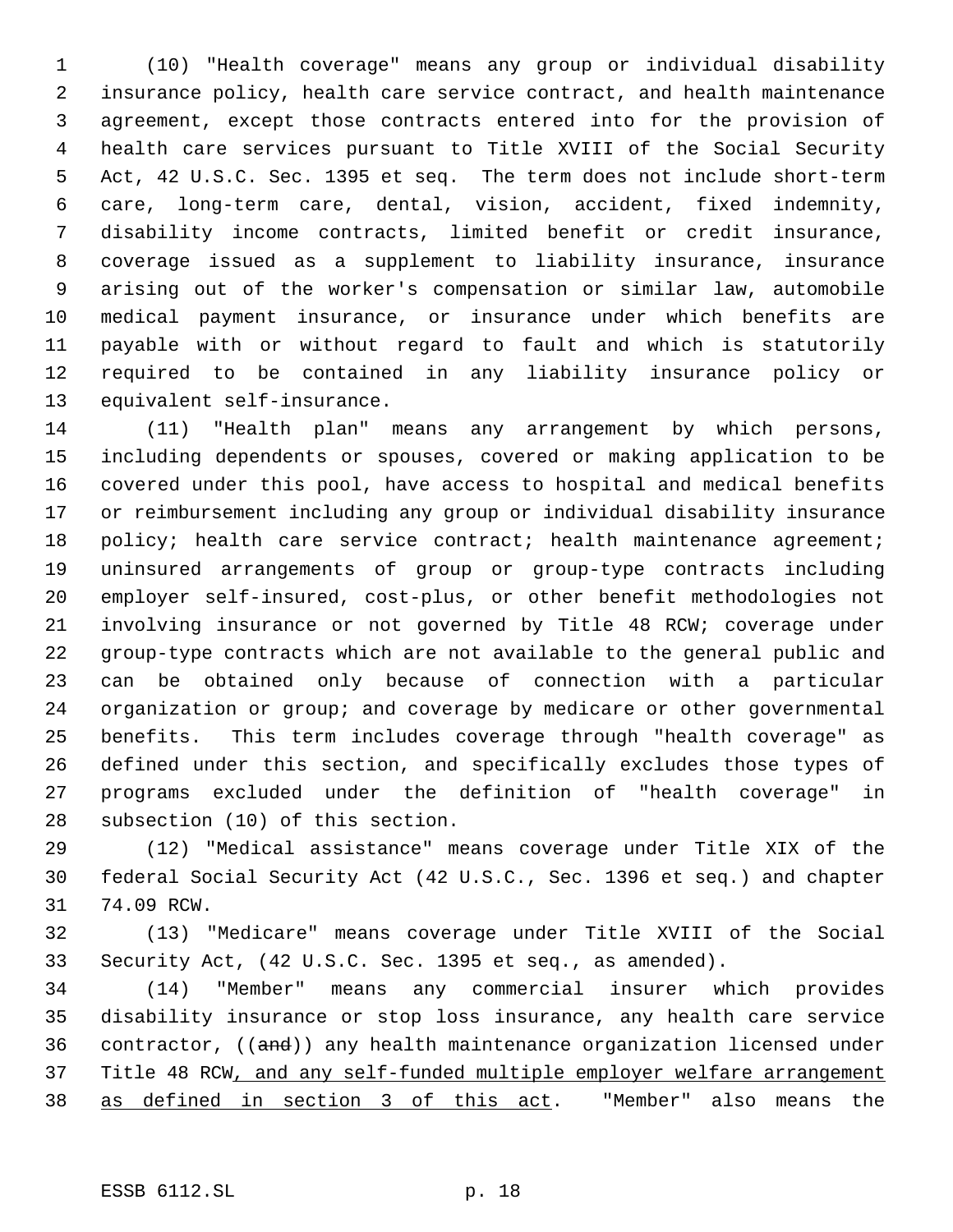(10) "Health coverage" means any group or individual disability insurance policy, health care service contract, and health maintenance agreement, except those contracts entered into for the provision of health care services pursuant to Title XVIII of the Social Security Act, 42 U.S.C. Sec. 1395 et seq. The term does not include short-term care, long-term care, dental, vision, accident, fixed indemnity, disability income contracts, limited benefit or credit insurance, coverage issued as a supplement to liability insurance, insurance arising out of the worker's compensation or similar law, automobile medical payment insurance, or insurance under which benefits are payable with or without regard to fault and which is statutorily required to be contained in any liability insurance policy or equivalent self-insurance.

(11) "Health plan" means any arrangement by which persons, including dependents or spouses, covered or making application to be covered under this pool, have access to hospital and medical benefits or reimbursement including any group or individual disability insurance policy; health care service contract; health maintenance agreement; uninsured arrangements of group or group-type contracts including employer self-insured, cost-plus, or other benefit methodologies not involving insurance or not governed by Title 48 RCW; coverage under group-type contracts which are not available to the general public and can be obtained only because of connection with a particular organization or group; and coverage by medicare or other governmental benefits. This term includes coverage through "health coverage" as defined under this section, and specifically excludes those types of programs excluded under the definition of "health coverage" in subsection (10) of this section.

(12) "Medical assistance" means coverage under Title XIX of the federal Social Security Act (42 U.S.C., Sec. 1396 et seq.) and chapter 74.09 RCW.

(13) "Medicare" means coverage under Title XVIII of the Social Security Act, (42 U.S.C. Sec. 1395 et seq., as amended).

(14) "Member" means any commercial insurer which provides disability insurance or stop loss insurance, any health care service contractor, ((~~and~~)) any health maintenance organization licensed under Title 48 RCW<u>, and any self-funded multiple employer welfare arrangement as defined in section 3 of this act</u>. "Member" also means the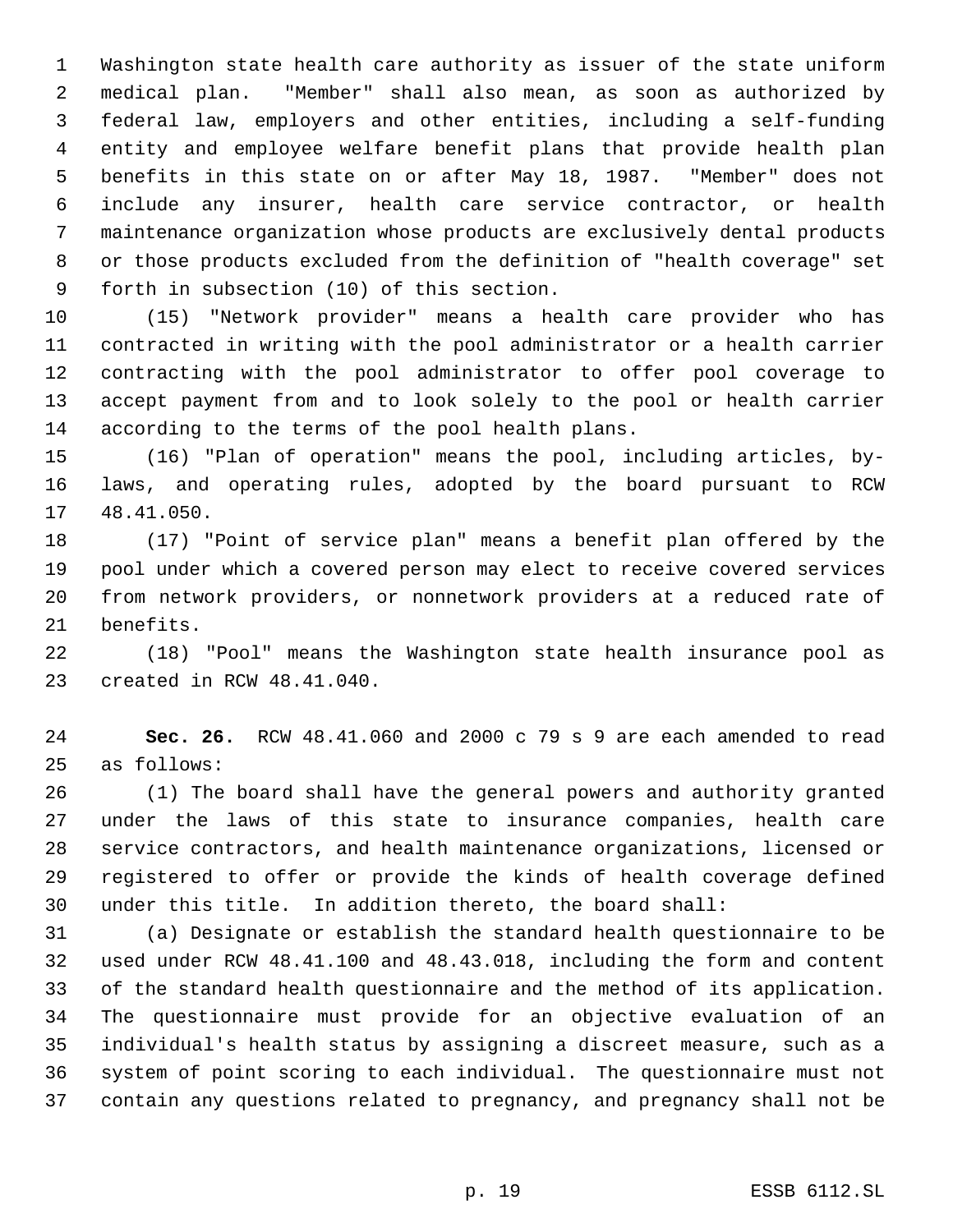Washington state health care authority as issuer of the state uniform medical plan. "Member" shall also mean, as soon as authorized by federal law, employers and other entities, including a self-funding entity and employee welfare benefit plans that provide health plan benefits in this state on or after May 18, 1987. "Member" does not include any insurer, health care service contractor, or health maintenance organization whose products are exclusively dental products or those products excluded from the definition of "health coverage" set forth in subsection (10) of this section.

(15) "Network provider" means a health care provider who has contracted in writing with the pool administrator or a health carrier contracting with the pool administrator to offer pool coverage to accept payment from and to look solely to the pool or health carrier according to the terms of the pool health plans.

(16) "Plan of operation" means the pool, including articles, by-laws, and operating rules, adopted by the board pursuant to RCW 48.41.050.

(17) "Point of service plan" means a benefit plan offered by the pool under which a covered person may elect to receive covered services from network providers, or nonnetwork providers at a reduced rate of benefits.

(18) "Pool" means the Washington state health insurance pool as created in RCW 48.41.040.

**Sec. 26.** RCW 48.41.060 and 2000 c 79 s 9 are each amended to read as follows:

(1) The board shall have the general powers and authority granted under the laws of this state to insurance companies, health care service contractors, and health maintenance organizations, licensed or registered to offer or provide the kinds of health coverage defined under this title. In addition thereto, the board shall:

(a) Designate or establish the standard health questionnaire to be used under RCW 48.41.100 and 48.43.018, including the form and content of the standard health questionnaire and the method of its application. The questionnaire must provide for an objective evaluation of an individual's health status by assigning a discreet measure, such as a system of point scoring to each individual. The questionnaire must not contain any questions related to pregnancy, and pregnancy shall not be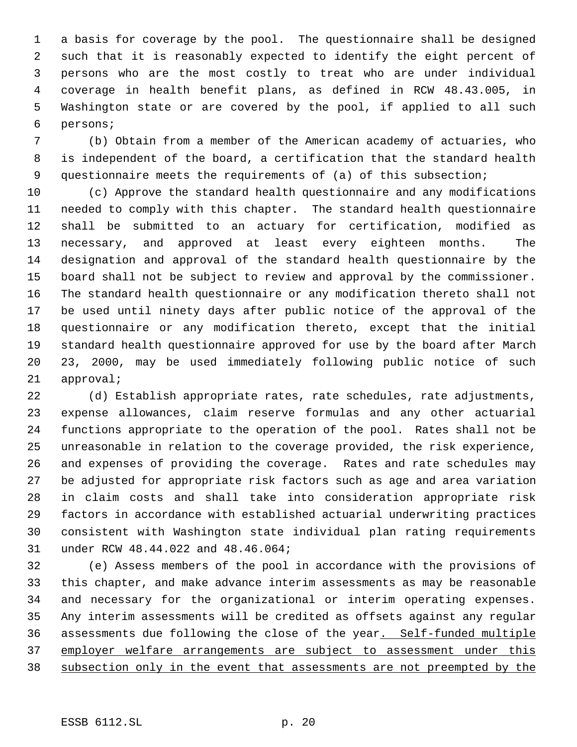a basis for coverage by the pool. The questionnaire shall be designed such that it is reasonably expected to identify the eight percent of persons who are the most costly to treat who are under individual coverage in health benefit plans, as defined in RCW 48.43.005, in Washington state or are covered by the pool, if applied to all such persons;

(b) Obtain from a member of the American academy of actuaries, who is independent of the board, a certification that the standard health questionnaire meets the requirements of (a) of this subsection;

(c) Approve the standard health questionnaire and any modifications needed to comply with this chapter. The standard health questionnaire shall be submitted to an actuary for certification, modified as necessary, and approved at least every eighteen months. The designation and approval of the standard health questionnaire by the board shall not be subject to review and approval by the commissioner. The standard health questionnaire or any modification thereto shall not be used until ninety days after public notice of the approval of the questionnaire or any modification thereto, except that the initial standard health questionnaire approved for use by the board after March 23, 2000, may be used immediately following public notice of such approval;

(d) Establish appropriate rates, rate schedules, rate adjustments, expense allowances, claim reserve formulas and any other actuarial functions appropriate to the operation of the pool. Rates shall not be unreasonable in relation to the coverage provided, the risk experience, and expenses of providing the coverage. Rates and rate schedules may be adjusted for appropriate risk factors such as age and area variation in claim costs and shall take into consideration appropriate risk factors in accordance with established actuarial underwriting practices consistent with Washington state individual plan rating requirements under RCW 48.44.022 and 48.46.064;

(e) Assess members of the pool in accordance with the provisions of this chapter, and make advance interim assessments as may be reasonable and necessary for the organizational or interim operating expenses. Any interim assessments will be credited as offsets against any regular assessments due following the close of the year<u>. Self-funded multiple employer welfare arrangements are subject to assessment under this subsection only in the event that assessments are not preempted by the</u>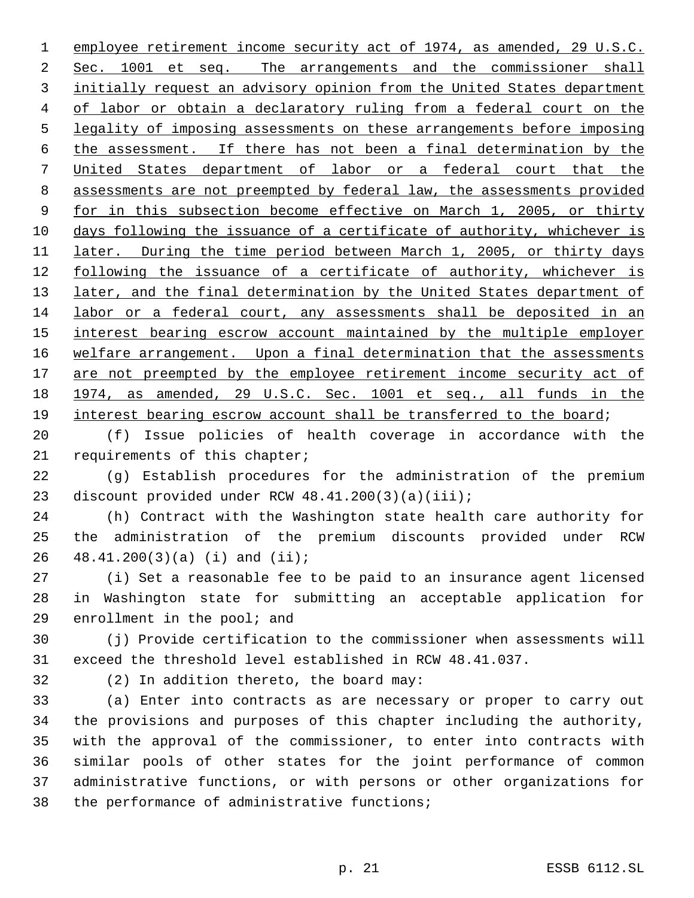employee retirement income security act of 1974, as amended, 29 U.S.C. Sec. 1001 et seq. The arrangements and the commissioner shall initially request an advisory opinion from the United States department of labor or obtain a declaratory ruling from a federal court on the legality of imposing assessments on these arrangements before imposing the assessment. If there has not been a final determination by the United States department of labor or a federal court that the assessments are not preempted by federal law, the assessments provided for in this subsection become effective on March 1, 2005, or thirty days following the issuance of a certificate of authority, whichever is later. During the time period between March 1, 2005, or thirty days following the issuance of a certificate of authority, whichever is later, and the final determination by the United States department of labor or a federal court, any assessments shall be deposited in an interest bearing escrow account maintained by the multiple employer welfare arrangement. Upon a final determination that the assessments are not preempted by the employee retirement income security act of 1974, as amended, 29 U.S.C. Sec. 1001 et seq., all funds in the interest bearing escrow account shall be transferred to the board;

(f) Issue policies of health coverage in accordance with the requirements of this chapter;

(g) Establish procedures for the administration of the premium discount provided under RCW 48.41.200(3)(a)(iii);

(h) Contract with the Washington state health care authority for the administration of the premium discounts provided under RCW 48.41.200(3)(a) (i) and (ii);

(i) Set a reasonable fee to be paid to an insurance agent licensed in Washington state for submitting an acceptable application for enrollment in the pool; and

(j) Provide certification to the commissioner when assessments will exceed the threshold level established in RCW 48.41.037.

(2) In addition thereto, the board may:

(a) Enter into contracts as are necessary or proper to carry out the provisions and purposes of this chapter including the authority, with the approval of the commissioner, to enter into contracts with similar pools of other states for the joint performance of common administrative functions, or with persons or other organizations for the performance of administrative functions;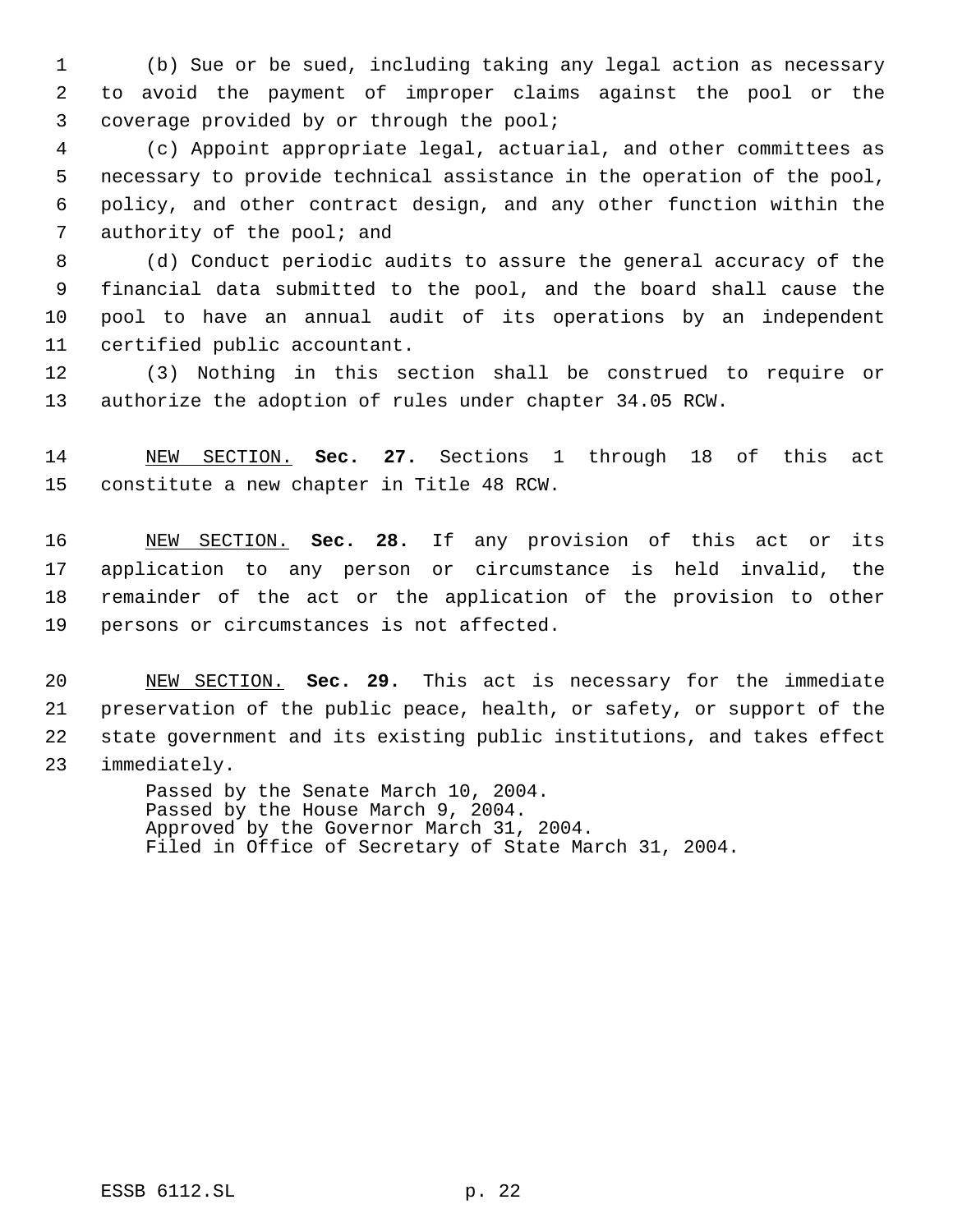(b) Sue or be sued, including taking any legal action as necessary to avoid the payment of improper claims against the pool or the coverage provided by or through the pool;

(c) Appoint appropriate legal, actuarial, and other committees as necessary to provide technical assistance in the operation of the pool, policy, and other contract design, and any other function within the authority of the pool; and

(d) Conduct periodic audits to assure the general accuracy of the financial data submitted to the pool, and the board shall cause the pool to have an annual audit of its operations by an independent certified public accountant.

(3) Nothing in this section shall be construed to require or authorize the adoption of rules under chapter 34.05 RCW.

NEW SECTION. **Sec. 27.** Sections 1 through 18 of this act constitute a new chapter in Title 48 RCW.

NEW SECTION. **Sec. 28.** If any provision of this act or its application to any person or circumstance is held invalid, the remainder of the act or the application of the provision to other persons or circumstances is not affected.

NEW SECTION. **Sec. 29.** This act is necessary for the immediate preservation of the public peace, health, or safety, or support of the state government and its existing public institutions, and takes effect immediately.

Passed by the Senate March 10, 2004.
Passed by the House March 9, 2004.
Approved by the Governor March 31, 2004.
Filed in Office of Secretary of State March 31, 2004.